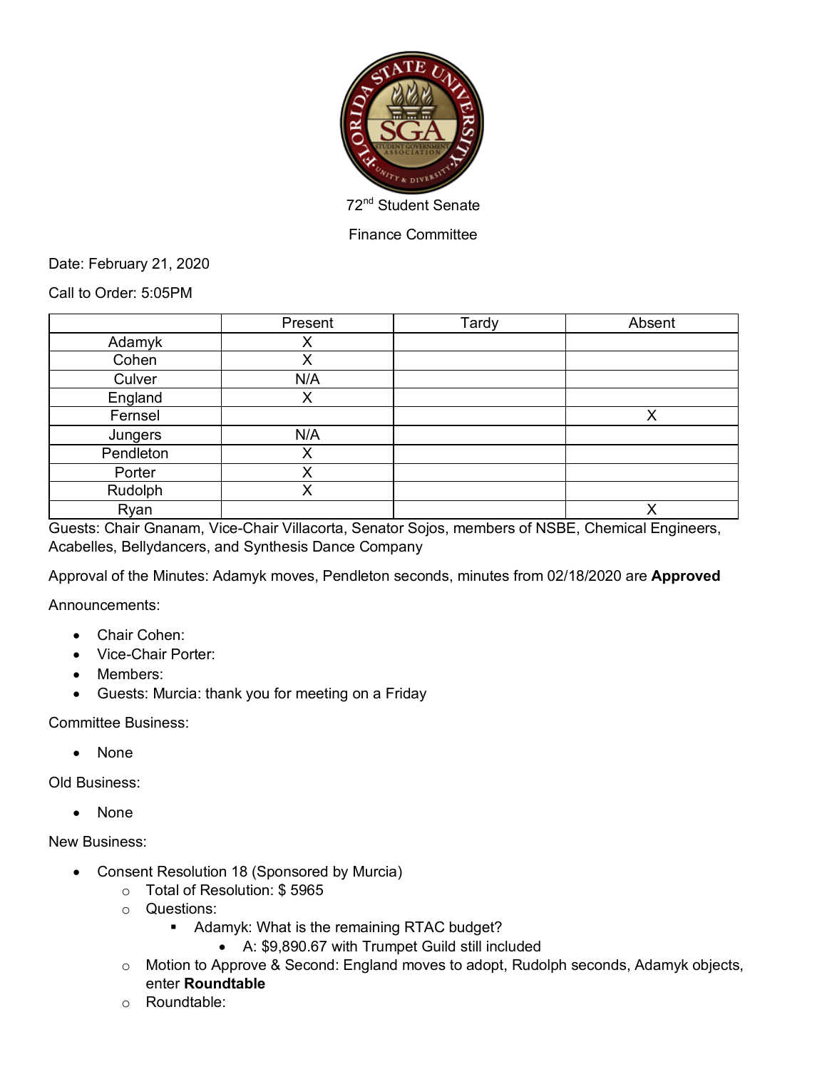72nd Student Senate

Finance Committee

Date: February 21, 2020

Call to Order: 5:05PM

| | Present | Tardy | Absent |
|---|---|---|---|
| Adamyk | X | | |
| Cohen | X | | |
| Culver | N/A | | |
| England | X | | |
| Fernsel | | | X |
| Jungers | N/A | | |
| Pendleton | X | | |
| Porter | X | | |
| Rudolph | X | | |
| Ryan | | | X |

Guests: Chair Gnanam, Vice-Chair Villacorta, Senator Sojos, members of NSBE, Chemical Engineers, Acabelles, Bellydancers, and Synthesis Dance Company

Approval of the Minutes: Adamyk moves, Pendleton seconds, minutes from 02/18/2020 are **Approved**

Announcements:

- Chair Cohen:
- Vice-Chair Porter:
- Members:
- Guests: Murcia: thank you for meeting on a Friday

Committee Business:

- None

Old Business:

- None

New Business:

- Consent Resolution 18 (Sponsored by Murcia)
  - Total of Resolution: $ 5965
  - Questions:
    - Adamyk: What is the remaining RTAC budget?
      - A: $9,890.67 with Trumpet Guild still included
  - Motion to Approve & Second: England moves to adopt, Rudolph seconds, Adamyk objects, enter **Roundtable**
  - Roundtable: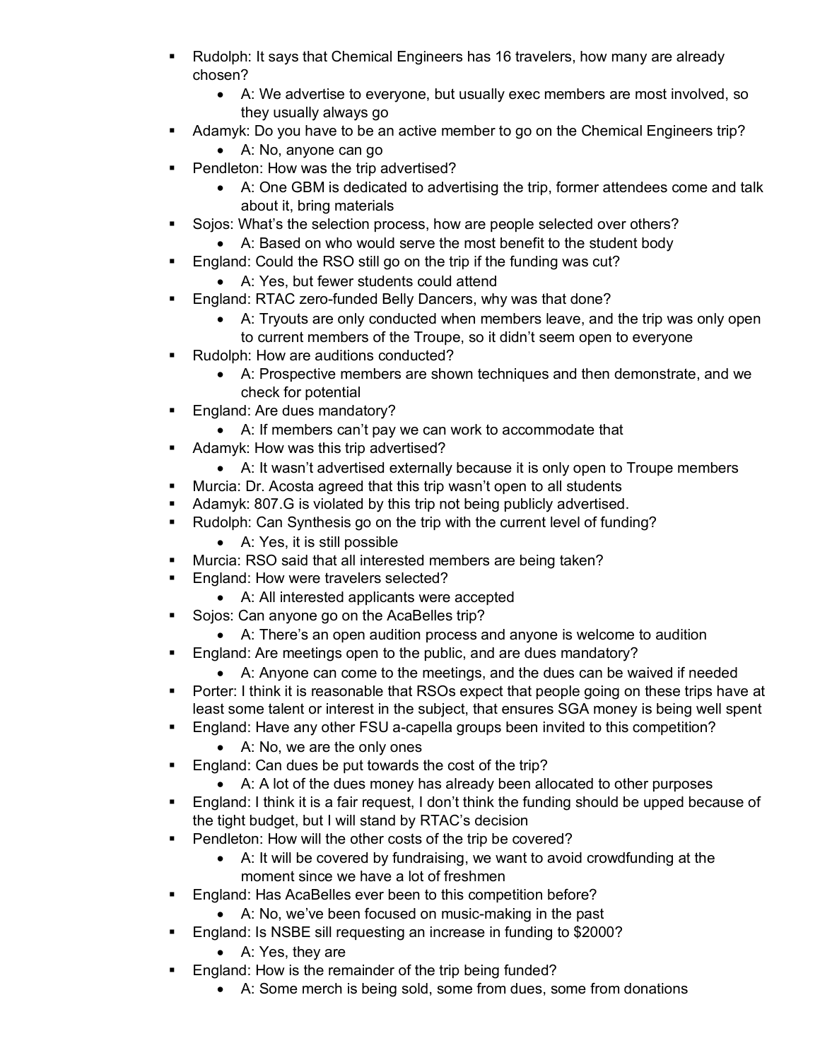- Rudolph: It says that Chemical Engineers has 16 travelers, how many are already chosen?
  - A: We advertise to everyone, but usually exec members are most involved, so they usually always go
- Adamyk: Do you have to be an active member to go on the Chemical Engineers trip?
  - A: No, anyone can go
- Pendleton: How was the trip advertised?
  - A: One GBM is dedicated to advertising the trip, former attendees come and talk about it, bring materials
- Sojos: What's the selection process, how are people selected over others?
  - A: Based on who would serve the most benefit to the student body
- England: Could the RSO still go on the trip if the funding was cut?
  - A: Yes, but fewer students could attend
- England: RTAC zero-funded Belly Dancers, why was that done?
  - A: Tryouts are only conducted when members leave, and the trip was only open to current members of the Troupe, so it didn't seem open to everyone
- Rudolph: How are auditions conducted?
  - A: Prospective members are shown techniques and then demonstrate, and we check for potential
- England: Are dues mandatory?
  - A: If members can't pay we can work to accommodate that
- Adamyk: How was this trip advertised?
  - A: It wasn't advertised externally because it is only open to Troupe members
- Murcia: Dr. Acosta agreed that this trip wasn't open to all students
- Adamyk: 807.G is violated by this trip not being publicly advertised.
- Rudolph: Can Synthesis go on the trip with the current level of funding?
  - A: Yes, it is still possible
- Murcia: RSO said that all interested members are being taken?
- England: How were travelers selected?
  - A: All interested applicants were accepted
- Sojos: Can anyone go on the AcaBelles trip?
  - A: There's an open audition process and anyone is welcome to audition
- England: Are meetings open to the public, and are dues mandatory?
  - A: Anyone can come to the meetings, and the dues can be waived if needed
- Porter: I think it is reasonable that RSOs expect that people going on these trips have at least some talent or interest in the subject, that ensures SGA money is being well spent
- England: Have any other FSU a-capella groups been invited to this competition?
  - A: No, we are the only ones
- England: Can dues be put towards the cost of the trip?
  - A: A lot of the dues money has already been allocated to other purposes
- England: I think it is a fair request, I don't think the funding should be upped because of the tight budget, but I will stand by RTAC's decision
- Pendleton: How will the other costs of the trip be covered?
  - A: It will be covered by fundraising, we want to avoid crowdfunding at the moment since we have a lot of freshmen
- England: Has AcaBelles ever been to this competition before?
  - A: No, we've been focused on music-making in the past
- England: Is NSBE sill requesting an increase in funding to $2000?
  - A: Yes, they are
- England: How is the remainder of the trip being funded?
  - A: Some merch is being sold, some from dues, some from donations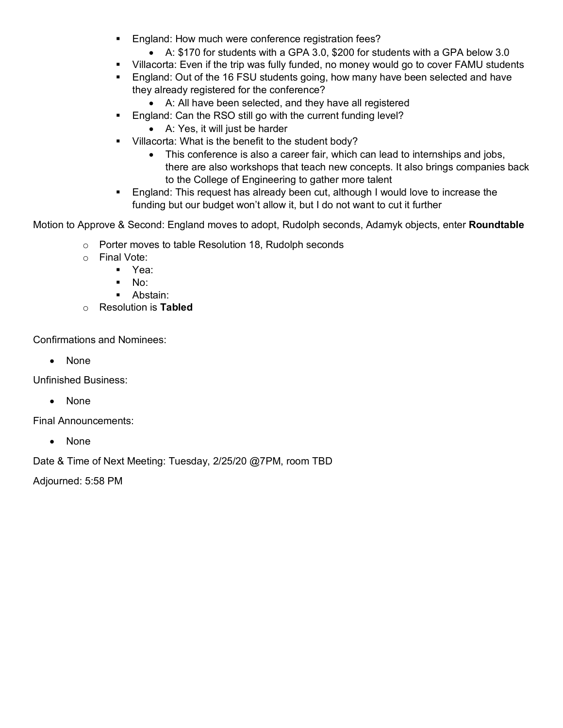- England: How much were conference registration fees?
    - A: $170 for students with a GPA 3.0, $200 for students with a GPA below 3.0
- Villacorta: Even if the trip was fully funded, no money would go to cover FAMU students
- England: Out of the 16 FSU students going, how many have been selected and have they already registered for the conference?
    - A: All have been selected, and they have all registered
- England: Can the RSO still go with the current funding level?
    - A: Yes, it will just be harder
- Villacorta: What is the benefit to the student body?
    - This conference is also a career fair, which can lead to internships and jobs, there are also workshops that teach new concepts. It also brings companies back to the College of Engineering to gather more talent
- England: This request has already been cut, although I would love to increase the funding but our budget won't allow it, but I do not want to cut it further

Motion to Approve & Second: England moves to adopt, Rudolph seconds, Adamyk objects, enter **Roundtable**

- Porter moves to table Resolution 18, Rudolph seconds
- Final Vote:
    - Yea:
    - No:
    - Abstain:
- Resolution is **Tabled**

Confirmations and Nominees:

- None

Unfinished Business:

- None

Final Announcements:

- None

Date & Time of Next Meeting: Tuesday, 2/25/20 @7PM, room TBD

Adjourned: 5:58 PM